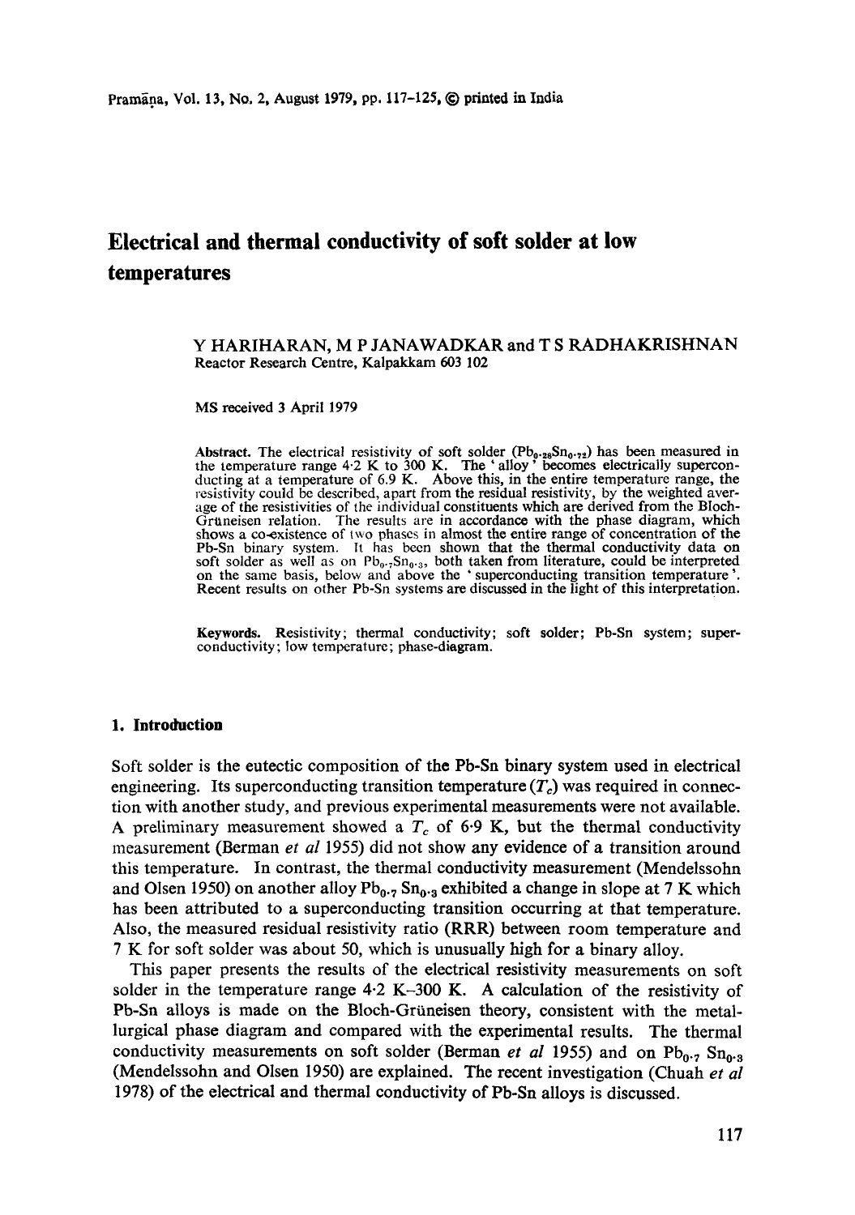# Electrical and thermal conductivity of soft solder at low temperatures

Y HARIHARAN, M P JANAWADKAR and T S RADHAKRISHNAN
Reactor Research Centre, Kalpakkam 603 102

MS received 3 April 1979

**Abstract.** The electrical resistivity of soft solder ($Pb_{0\cdot 28}Sn_{0\cdot 72}$) has been measured in the temperature range 4·2 K to 300 K. The 'alloy' becomes electrically superconducting at a temperature of 6·9 K. Above this, in the entire temperature range, the resistivity could be described, apart from the residual resistivity, by the weighted average of the resistivities of the individual constituents which are derived from the Bloch-Grüneisen relation. The results are in accordance with the phase diagram, which shows a co-existence of two phases in almost the entire range of concentration of the Pb-Sn binary system. It has been shown that the thermal conductivity data on soft solder as well as on $Pb_{0\cdot 7}Sn_{0\cdot 3}$, both taken from literature, could be interpreted on the same basis, below and above the 'superconducting transition temperature'. Recent results on other Pb-Sn systems are discussed in the light of this interpretation.

**Keywords.** Resistivity; thermal conductivity; soft solder; Pb-Sn system; superconductivity; low temperature; phase-diagram.

## 1. Introduction

Soft solder is the eutectic composition of the Pb-Sn binary system used in electrical engineering. Its superconducting transition temperature ($T_c$) was required in connection with another study, and previous experimental measurements were not available. A preliminary measurement showed a $T_c$ of 6·9 K, but the thermal conductivity measurement (Berman *et al* 1955) did not show any evidence of a transition around this temperature. In contrast, the thermal conductivity measurement (Mendelssohn and Olsen 1950) on another alloy $Pb_{0\cdot 7}Sn_{0\cdot 3}$ exhibited a change in slope at 7 K which has been attributed to a superconducting transition occurring at that temperature. Also, the measured residual resistivity ratio (RRR) between room temperature and 7 K for soft solder was about 50, which is unusually high for a binary alloy.

This paper presents the results of the electrical resistivity measurements on soft solder in the temperature range 4·2 K–300 K. A calculation of the resistivity of Pb-Sn alloys is made on the Bloch-Grüneisen theory, consistent with the metallurgical phase diagram and compared with the experimental results. The thermal conductivity measurements on soft solder (Berman *et al* 1955) and on $Pb_{0\cdot 7}Sn_{0\cdot 3}$ (Mendelssohn and Olsen 1950) are explained. The recent investigation (Chuah *et al* 1978) of the electrical and thermal conductivity of Pb-Sn alloys is discussed.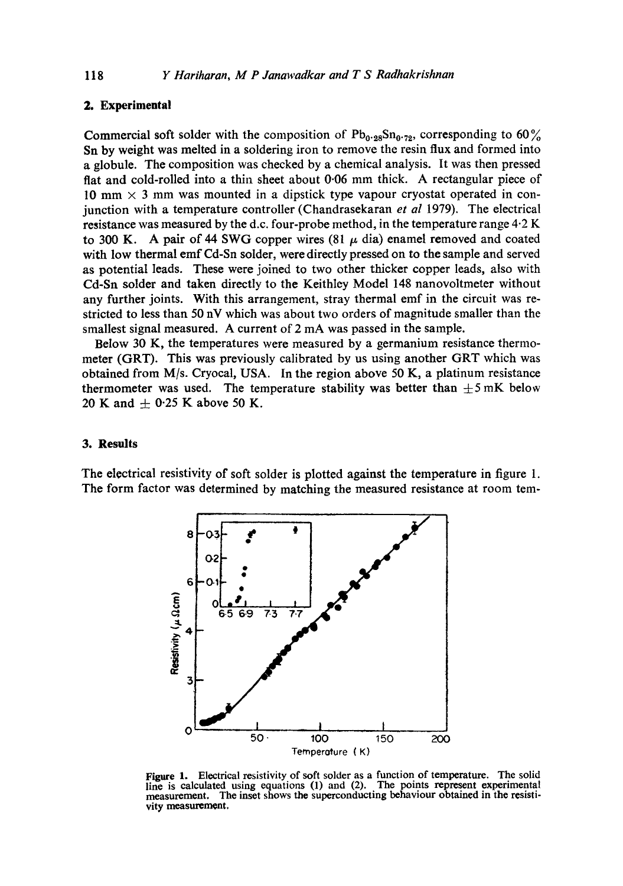## 2. Experimental

Commercial soft solder with the composition of $Pb_{0.28}Sn_{0.72}$, corresponding to 60% Sn by weight was melted in a soldering iron to remove the resin flux and formed into a globule. The composition was checked by a chemical analysis. It was then pressed flat and cold-rolled into a thin sheet about 0·06 mm thick. A rectangular piece of 10 mm × 3 mm was mounted in a dipstick type vapour cryostat operated in conjunction with a temperature controller (Chandrasekaran *et al* 1979). The electrical resistance was measured by the d.c. four-probe method, in the temperature range 4·2 K to 300 K. A pair of 44 SWG copper wires (81 $\mu$ dia) enamel removed and coated with low thermal emf Cd-Sn solder, were directly pressed on to the sample and served as potential leads. These were joined to two other thicker copper leads, also with Cd-Sn solder and taken directly to the Keithley Model 148 nanovoltmeter without any further joints. With this arrangement, stray thermal emf in the circuit was restricted to less than 50 nV which was about two orders of magnitude smaller than the smallest signal measured. A current of 2 mA was passed in the sample.

Below 30 K, the temperatures were measured by a germanium resistance thermometer (GRT). This was previously calibrated by us using another GRT which was obtained from M/s. Cryocal, USA. In the region above 50 K, a platinum resistance thermometer was used. The temperature stability was better than ±5 mK below 20 K and ± 0·25 K above 50 K.

## 3. Results

The electrical resistivity of soft solder is plotted against the temperature in figure 1. The form factor was determined by matching the measured resistance at room tem-

Figure 1. Electrical resistivity of soft solder as a function of temperature. The solid line is calculated using equations (1) and (2). The points represent experimental measurement. The inset shows the superconducting behaviour obtained in the resistivity measurement.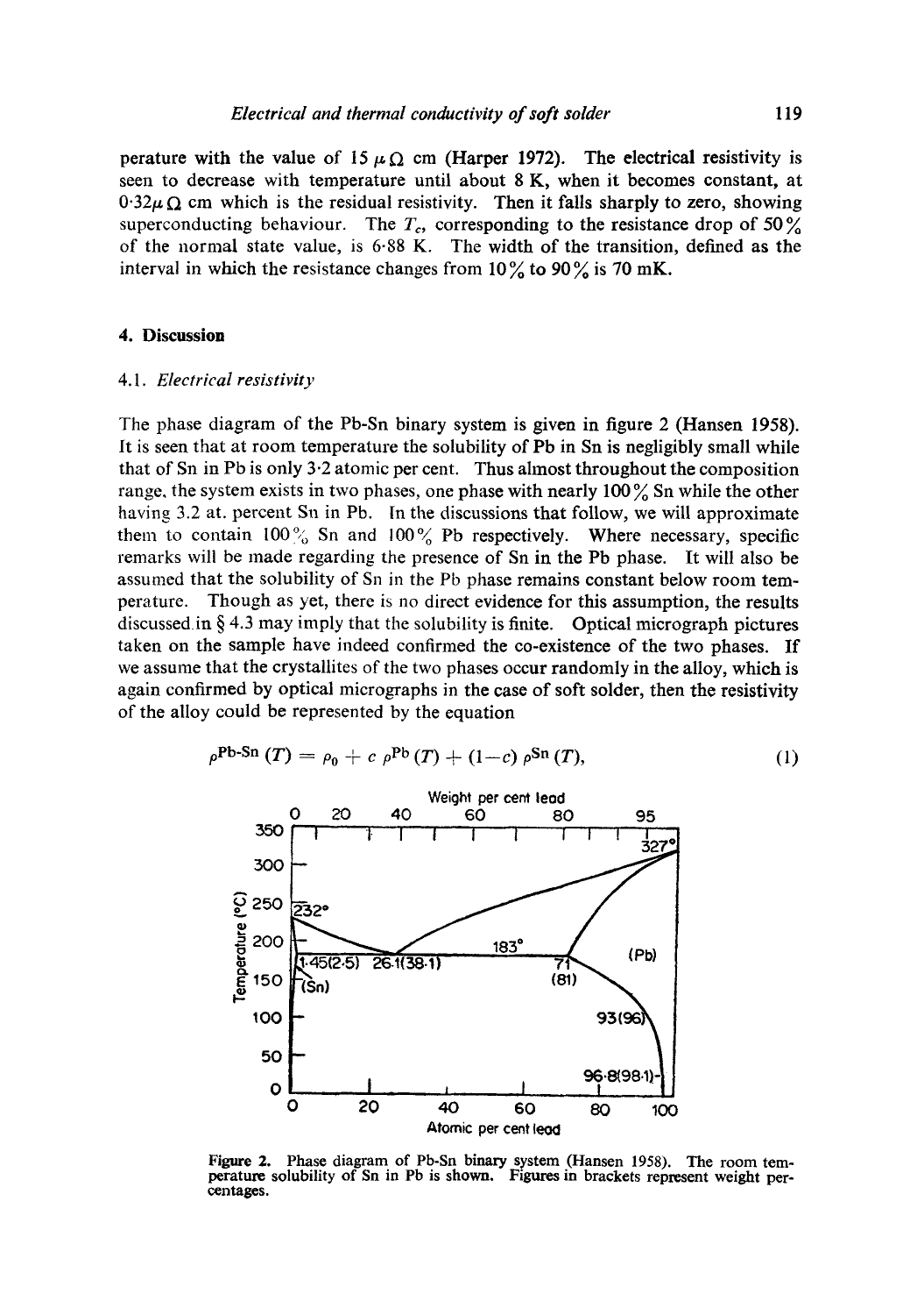perature with the value of 15 $\mu\Omega$ cm (Harper 1972). The electrical resistivity is seen to decrease with temperature until about 8 K, when it becomes constant, at $0{\cdot}32\mu\Omega$ cm which is the residual resistivity. Then it falls sharply to zero, showing superconducting behaviour. The $T_c$, corresponding to the resistance drop of 50% of the normal state value, is 6·88 K. The width of the transition, defined as the interval in which the resistance changes from 10% to 90% is 70 mK.

## 4. Discussion

### 4.1. *Electrical resistivity*

The phase diagram of the Pb-Sn binary system is given in figure 2 (Hansen 1958). It is seen that at room temperature the solubility of Pb in Sn is negligibly small while that of Sn in Pb is only 3·2 atomic per cent. Thus almost throughout the composition range, the system exists in two phases, one phase with nearly 100% Sn while the other having 3.2 at. percent Sn in Pb. In the discussions that follow, we will approximate them to contain 100% Sn and 100% Pb respectively. Where necessary, specific remarks will be made regarding the presence of Sn in the Pb phase. It will also be assumed that the solubility of Sn in the Pb phase remains constant below room temperature. Though as yet, there is no direct evidence for this assumption, the results discussed in § 4.3 may imply that the solubility is finite. Optical micrograph pictures taken on the sample have indeed confirmed the co-existence of the two phases. If we assume that the crystallites of the two phases occur randomly in the alloy, which is again confirmed by optical micrographs in the case of soft solder, then the resistivity of the alloy could be represented by the equation

$$\rho^{\text{Pb-Sn}}(T) = \rho_0 + c\,\rho^{\text{Pb}}(T) + (1-c)\,\rho^{\text{Sn}}(T), \tag{1}$$

**Figure 2.** Phase diagram of Pb-Sn binary system (Hansen 1958). The room temperature solubility of Sn in Pb is shown. Figures in brackets represent weight percentages.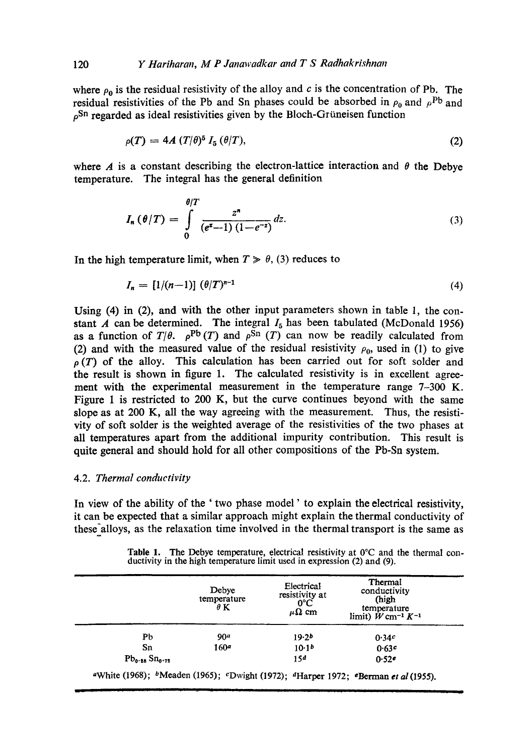where $\rho_0$ is the residual resistivity of the alloy and $c$ is the concentration of Pb. The residual resistivities of the Pb and Sn phases could be absorbed in $\rho_0$ and $\rho^{Pb}$ and $\rho^{Sn}$ regarded as ideal resistivities given by the Bloch-Grüneisen function

$$\rho(T) = 4A\,(T/\theta)^5\, I_5\,(\theta/T), \tag{2}$$

where $A$ is a constant describing the electron-lattice interaction and $\theta$ the Debye temperature. The integral has the general definition

$$I_n\,(\theta/T) = \int_0^{\theta/T} \frac{z^n}{(e^z-1)\,(1-e^{-z})}\,dz. \tag{3}$$

In the high temperature limit, when $T \gg \theta$, (3) reduces to

$$I_n = [1/(n-1)]\,(\theta/T)^{n-1} \tag{4}$$

Using (4) in (2), and with the other input parameters shown in table 1, the constant $A$ can be determined. The integral $I_5$ has been tabulated (McDonald 1956) as a function of $T/\theta$. $\rho^{Pb}(T)$ and $\rho^{Sn}(T)$ can now be readily calculated from (2) and with the measured value of the residual resistivity $\rho_0$, used in (1) to give $\rho(T)$ of the alloy. This calculation has been carried out for soft solder and the result is shown in figure 1. The calculated resistivity is in excellent agreement with the experimental measurement in the temperature range 7–300 K. Figure 1 is restricted to 200 K, but the curve continues beyond with the same slope as at 200 K, all the way agreeing with the measurement. Thus, the resistivity of soft solder is the weighted average of the resistivities of the two phases at all temperatures apart from the additional impurity contribution. This result is quite general and should hold for all other compositions of the Pb-Sn system.

### 4.2. *Thermal conductivity*

In view of the ability of the 'two phase model' to explain the electrical resistivity, it can be expected that a similar approach might explain the thermal conductivity of these alloys, as the relaxation time involved in the thermal transport is the same as

**Table 1.** The Debye temperature, electrical resistivity at 0°C and the thermal conductivity in the high temperature limit used in expression (2) and (9).

| | Debye temperature $\theta$ K | Electrical resistivity at 0°C $\mu\Omega$ cm | Thermal conductivity (high temperature limit) $W\,cm^{-1}\,K^{-1}$ |
|---|---|---|---|
| Pb | 90[a] | 19·2[b] | 0·34[c] |
| Sn | 160[a] | 10·1[b] | 0·63[c] |
| $Pb_{0\cdot28}\,Sn_{0\cdot72}$ | | 15[d] | 0·52[e] |

[a]White (1968); [b]Meaden (1965); [c]Dwight (1972); [d]Harper 1972; [e]Berman *et al* (1955).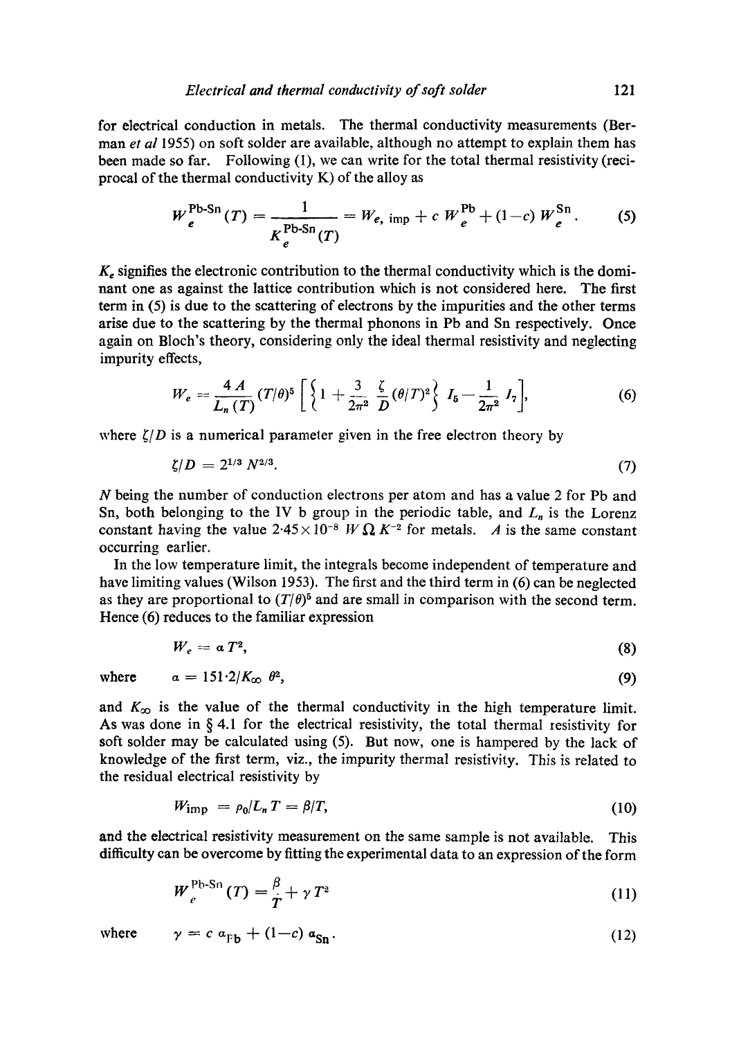for electrical conduction in metals. The thermal conductivity measurements (Berman *et al* 1955) on soft solder are available, although no attempt to explain them has been made so far. Following (1), we can write for the total thermal resistivity (reciprocal of the thermal conductivity K) of the alloy as

$$W_e^{\text{Pb-Sn}}(T) = \frac{1}{K_e^{\text{Pb-Sn}}(T)} = W_{e,\,\text{imp}} + c\, W_e^{\text{Pb}} + (1-c)\, W_e^{\text{Sn}}. \tag{5}$$

$K_e$ signifies the electronic contribution to the thermal conductivity which is the dominant one as against the lattice contribution which is not considered here. The first term in (5) is due to the scattering of electrons by the impurities and the other terms arise due to the scattering by the thermal phonons in Pb and Sn respectively. Once again on Bloch's theory, considering only the ideal thermal resistivity and neglecting impurity effects,

$$W_e = \frac{4A}{L_n(T)}(T/\theta)^5 \left[ \left\{ 1 + \frac{3}{2\pi^2} \frac{\zeta}{D} (\theta/T)^2 \right\} I_5 - \frac{1}{2\pi^2} I_7 \right], \tag{6}$$

where $\zeta/D$ is a numerical parameter given in the free electron theory by

$$\zeta/D = 2^{1/3} N^{2/3}. \tag{7}$$

$N$ being the number of conduction electrons per atom and has a value 2 for Pb and Sn, both belonging to the IV b group in the periodic table, and $L_n$ is the Lorenz constant having the value $2{\cdot}45 \times 10^{-8}$ $W\,\Omega\,K^{-2}$ for metals. $A$ is the same constant occurring earlier.

In the low temperature limit, the integrals become independent of temperature and have limiting values (Wilson 1953). The first and the third term in (6) can be neglected as they are proportional to $(T/\theta)^5$ and are small in comparison with the second term. Hence (6) reduces to the familiar expression

$$W_e = \alpha T^2, \tag{8}$$

where

$$\alpha = 151{\cdot}2/K_\infty\, \theta^2, \tag{9}$$

and $K_\infty$ is the value of the thermal conductivity in the high temperature limit. As was done in § 4.1 for the electrical resistivity, the total thermal resistivity for soft solder may be calculated using (5). But now, one is hampered by the lack of knowledge of the first term, viz., the impurity thermal resistivity. This is related to the residual electrical resistivity by

$$W_{\text{imp}} = \rho_0/L_n T = \beta/T, \tag{10}$$

and the electrical resistivity measurement on the same sample is not available. This difficulty can be overcome by fitting the experimental data to an expression of the form

$$W_e^{\text{Pb-Sn}}(T) = \frac{\beta}{T} + \gamma T^2 \tag{11}$$

where

$$\gamma = c\, \alpha_{\text{Pb}} + (1-c)\, \alpha_{\text{Sn}}. \tag{12}$$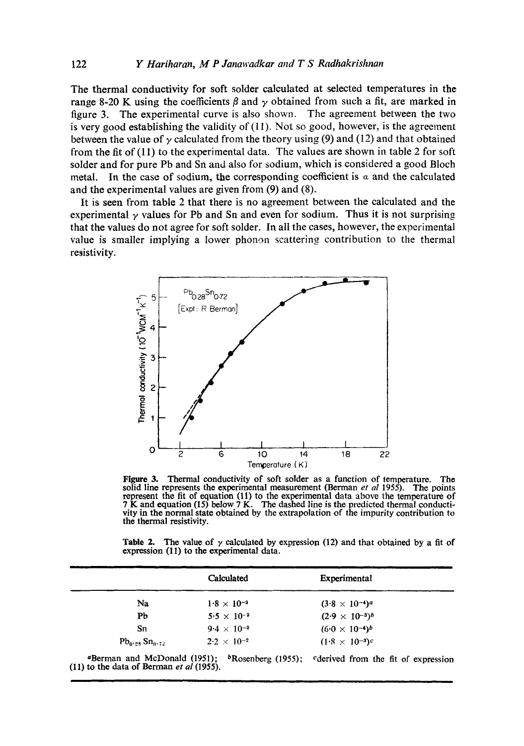The thermal conductivity for soft solder calculated at selected temperatures in the range 8-20 K using the coefficients $\beta$ and $\gamma$ obtained from such a fit, are marked in figure 3. The experimental curve is also shown. The agreement between the two is very good establishing the validity of (11). Not so good, however, is the agreement between the value of $\gamma$ calculated from the theory using (9) and (12) and that obtained from the fit of (11) to the experimental data. The values are shown in table 2 for soft solder and for pure Pb and Sn and also for sodium, which is considered a good Bloch metal. In the case of sodium, the corresponding coefficient is $\alpha$ and the calculated and the experimental values are given from (9) and (8).

It is seen from table 2 that there is no agreement between the calculated and the experimental $\gamma$ values for Pb and Sn and even for sodium. Thus it is not surprising that the values do not agree for soft solder. In all the cases, however, the experimental value is smaller implying a lower phonon scattering contribution to the thermal resistivity.

**Figure 3.** Thermal conductivity of soft solder as a function of temperature. The solid line represents the experimental measurement (Berman *et al* 1955). The points represent the fit of equation (11) to the experimental data above the temperature of 7 K and equation (15) below 7 K. The dashed line is the predicted thermal conductivity in the normal state obtained by the extrapolation of the impurity contribution to the thermal resistivity.

**Table 2.** The value of $\gamma$ calculated by expression (12) and that obtained by a fit of expression (11) to the experimental data.

| | Calculated | Experimental |
|---|---|---|
| Na | $1{\cdot}8 \times 10^{-3}$ | $(3{\cdot}8 \times 10^{-4})^a$ |
| Pb | $5{\cdot}5 \times 10^{-2}$ | $(2{\cdot}9 \times 10^{-3})^b$ |
| Sn | $9{\cdot}4 \times 10^{-3}$ | $(6{\cdot}0 \times 10^{-4})^b$ |
| $Pb_{0{\cdot}28}Sn_{0{\cdot}72}$ | $2{\cdot}2 \times 10^{-2}$ | $(1{\cdot}8 \times 10^{-3})^c$ |

[a]Berman and McDonald (1951); [b]Rosenberg (1955); [c]derived from the fit of expression (11) to the data of Berman *et al* (1955).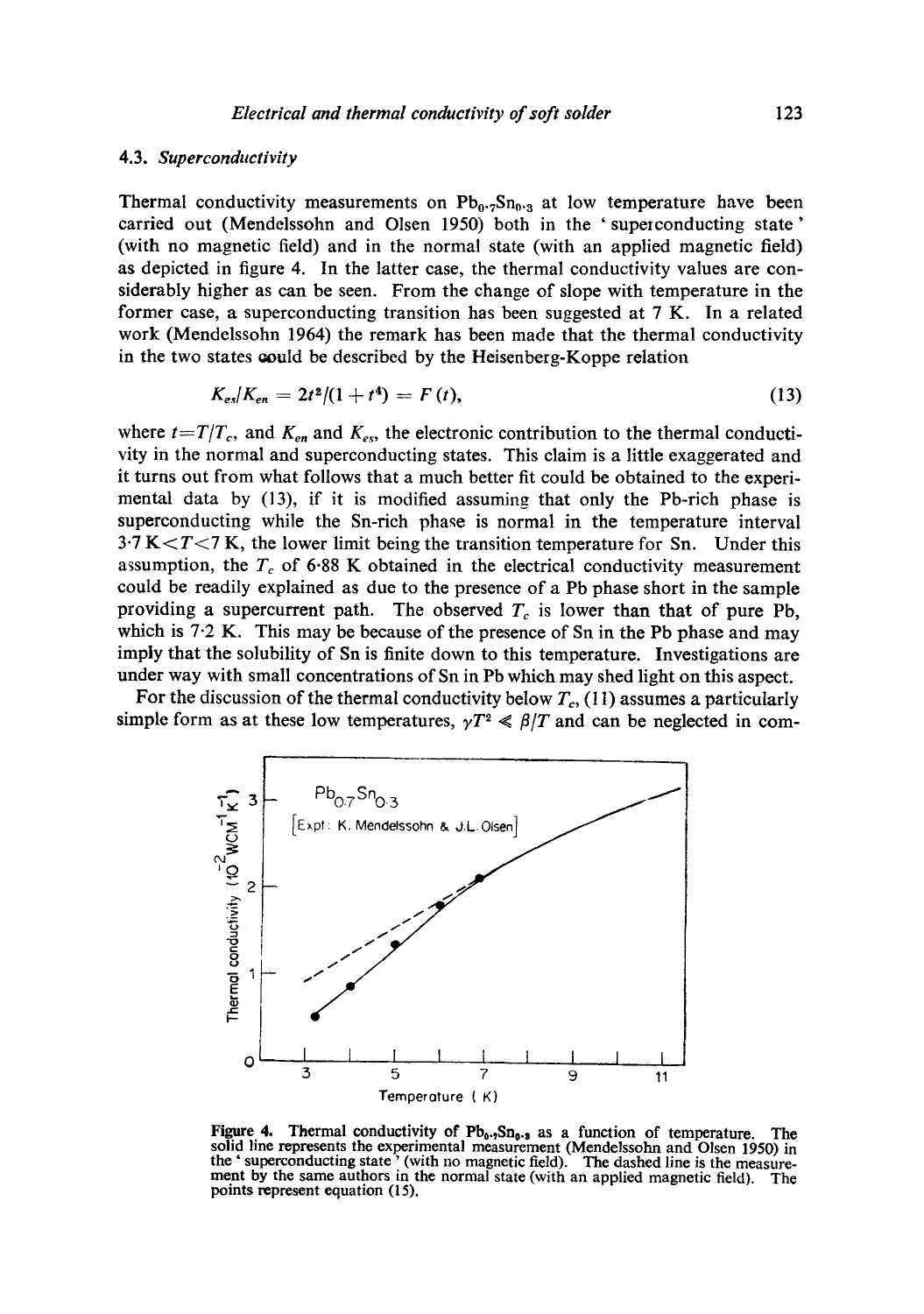### 4.3. *Superconductivity*

Thermal conductivity measurements on $Pb_{0 \cdot 7}Sn_{0 \cdot 3}$ at low temperature have been carried out (Mendelssohn and Olsen 1950) both in the 'superconducting state' (with no magnetic field) and in the normal state (with an applied magnetic field) as depicted in figure 4. In the latter case, the thermal conductivity values are considerably higher as can be seen. From the change of slope with temperature in the former case, a superconducting transition has been suggested at 7 K. In a related work (Mendelssohn 1964) the remark has been made that the thermal conductivity in the two states could be described by the Heisenberg-Koppe relation

$$K_{es}/K_{en} = 2t^2/(1 + t^4) = F(t), \tag{13}$$

where $t = T/T_c$, and $K_{en}$ and $K_{es}$, the electronic contribution to the thermal conductivity in the normal and superconducting states. This claim is a little exaggerated and it turns out from what follows that a much better fit could be obtained to the experimental data by (13), if it is modified assuming that only the Pb-rich phase is superconducting while the Sn-rich phase is normal in the temperature interval $3 \cdot 7 \text{ K} < T < 7$ K, the lower limit being the transition temperature for Sn. Under this assumption, the $T_c$ of 6·88 K obtained in the electrical conductivity measurement could be readily explained as due to the presence of a Pb phase short in the sample providing a supercurrent path. The observed $T_c$ is lower than that of pure Pb, which is 7·2 K. This may be because of the presence of Sn in the Pb phase and may imply that the solubility of Sn is finite down to this temperature. Investigations are under way with small concentrations of Sn in Pb which may shed light on this aspect.

For the discussion of the thermal conductivity below $T_c$, (11) assumes a particularly simple form as at these low temperatures, $\gamma T^2 \ll \beta/T$ and can be neglected in com-

**Figure 4.** Thermal conductivity of $Pb_{0 \cdot 7}Sn_{0 \cdot 3}$ as a function of temperature. The solid line represents the experimental measurement (Mendelssohn and Olsen 1950) in the 'superconducting state' (with no magnetic field). The dashed line is the measurement by the same authors in the normal state (with an applied magnetic field). The points represent equation (15).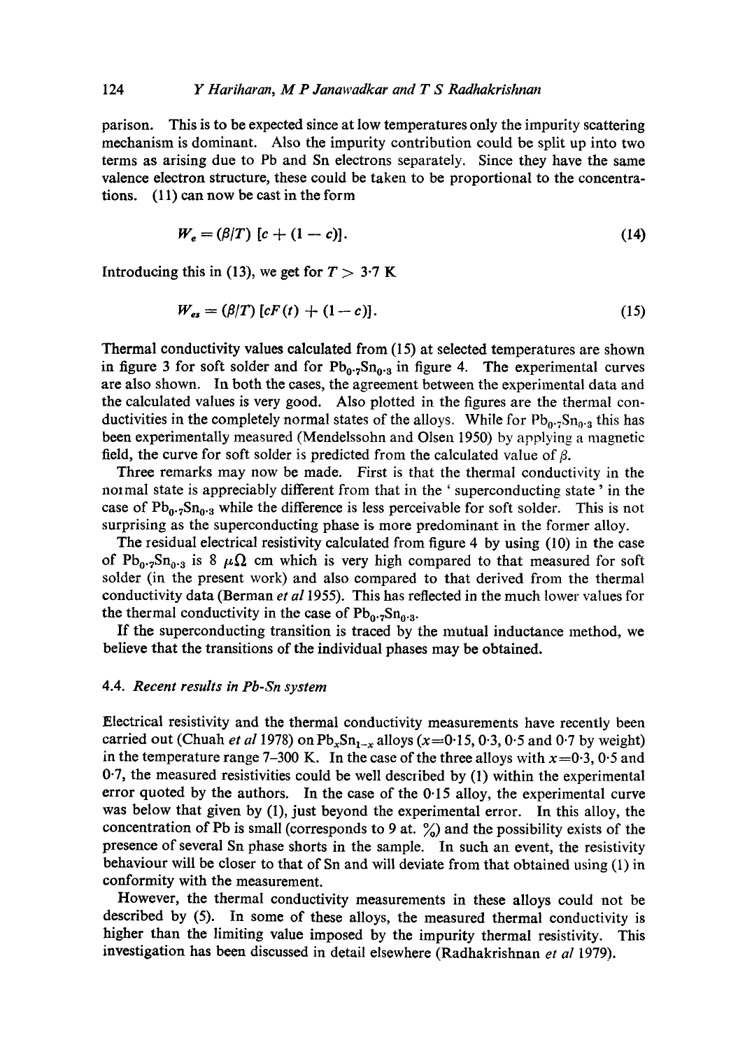parison. This is to be expected since at low temperatures only the impurity scattering mechanism is dominant. Also the impurity contribution could be split up into two terms as arising due to Pb and Sn electrons separately. Since they have the same valence electron structure, these could be taken to be proportional to the concentrations. (11) can now be cast in the form

$$W_e = (\beta/T)\ [c + (1 - c)]. \tag{14}$$

Introducing this in (13), we get for $T > 3{\cdot}7$ K

$$W_{es} = (\beta/T)\ [cF(t) + (1 - c)]. \tag{15}$$

Thermal conductivity values calculated from (15) at selected temperatures are shown in figure 3 for soft solder and for $Pb_{0\cdot7}Sn_{0\cdot3}$ in figure 4. The experimental curves are also shown. In both the cases, the agreement between the experimental data and the calculated values is very good. Also plotted in the figures are the thermal conductivities in the completely normal states of the alloys. While for $Pb_{0\cdot7}Sn_{0\cdot3}$ this has been experimentally measured (Mendelssohn and Olsen 1950) by applying a magnetic field, the curve for soft solder is predicted from the calculated value of $\beta$.

Three remarks may now be made. First is that the thermal conductivity in the normal state is appreciably different from that in the ' superconducting state ' in the case of $Pb_{0\cdot7}Sn_{0\cdot3}$ while the difference is less perceivable for soft solder. This is not surprising as the superconducting phase is more predominant in the former alloy.

The residual electrical resistivity calculated from figure 4 by using (10) in the case of $Pb_{0\cdot7}Sn_{0\cdot3}$ is 8 $\mu\Omega$ cm which is very high compared to that measured for soft solder (in the present work) and also compared to that derived from the thermal conductivity data (Berman *et al* 1955). This has reflected in the much lower values for the thermal conductivity in the case of $Pb_{0\cdot7}Sn_{0\cdot3}$.

If the superconducting transition is traced by the mutual inductance method, we believe that the transitions of the individual phases may be obtained.

### 4.4. *Recent results in Pb-Sn system*

Electrical resistivity and the thermal conductivity measurements have recently been carried out (Chuah *et al* 1978) on $Pb_xSn_{1-x}$ alloys ($x$=0·15, 0·3, 0·5 and 0·7 by weight) in the temperature range 7–300 K. In the case of the three alloys with $x$=0·3, 0·5 and 0·7, the measured resistivities could be well described by (1) within the experimental error quoted by the authors. In the case of the 0·15 alloy, the experimental curve was below that given by (1), just beyond the experimental error. In this alloy, the concentration of Pb is small (corresponds to 9 at. %) and the possibility exists of the presence of several Sn phase shorts in the sample. In such an event, the resistivity behaviour will be closer to that of Sn and will deviate from that obtained using (1) in conformity with the measurement.

However, the thermal conductivity measurements in these alloys could not be described by (5). In some of these alloys, the measured thermal conductivity is higher than the limiting value imposed by the impurity thermal resistivity. This investigation has been discussed in detail elsewhere (Radhakrishnan *et al* 1979).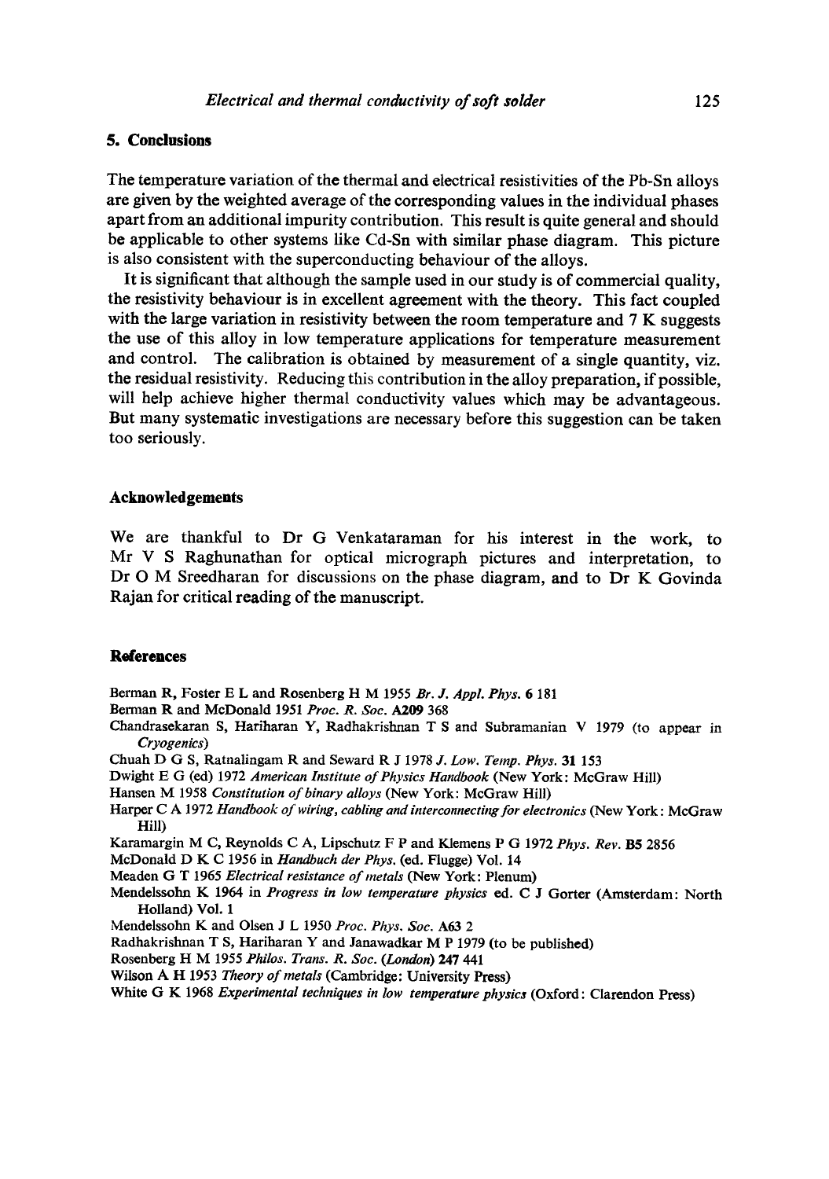## 5. Conclusions

The temperature variation of the thermal and electrical resistivities of the Pb-Sn alloys are given by the weighted average of the corresponding values in the individual phases apart from an additional impurity contribution. This result is quite general and should be applicable to other systems like Cd-Sn with similar phase diagram. This picture is also consistent with the superconducting behaviour of the alloys.

It is significant that although the sample used in our study is of commercial quality, the resistivity behaviour is in excellent agreement with the theory. This fact coupled with the large variation in resistivity between the room temperature and 7 K suggests the use of this alloy in low temperature applications for temperature measurement and control. The calibration is obtained by measurement of a single quantity, viz. the residual resistivity. Reducing this contribution in the alloy preparation, if possible, will help achieve higher thermal conductivity values which may be advantageous. But many systematic investigations are necessary before this suggestion can be taken too seriously.

## Acknowledgements

We are thankful to Dr G Venkataraman for his interest in the work, to Mr V S Raghunathan for optical micrograph pictures and interpretation, to Dr O M Sreedharan for discussions on the phase diagram, and to Dr K Govinda Rajan for critical reading of the manuscript.

## References

Berman R, Foster E L and Rosenberg H M 1955 *Br. J. Appl. Phys.* **6** 181

Berman R and McDonald 1951 *Proc. R. Soc.* **A209** 368

Chandrasekaran S, Hariharan Y, Radhakrishnan T S and Subramanian V 1979 (to appear in *Cryogenics*)

Chuah D G S, Ratnalingam R and Seward R J 1978 *J. Low. Temp. Phys.* **31** 153

Dwight E G (ed) 1972 *American Institute of Physics Handbook* (New York: McGraw Hill)

Hansen M 1958 *Constitution of binary alloys* (New York: McGraw Hill)

Harper C A 1972 *Handbook of wiring, cabling and interconnecting for electronics* (New York: McGraw Hill)

Karamargin M C, Reynolds C A, Lipschutz F P and Klemens P G 1972 *Phys. Rev.* **B5** 2856

McDonald D K C 1956 in *Handbuch der Phys.* (ed. Flugge) Vol. 14

Meaden G T 1965 *Electrical resistance of metals* (New York: Plenum)

Mendelssohn K 1964 in *Progress in low temperature physics* ed. C J Gorter (Amsterdam: North Holland) Vol. 1

Mendelssohn K and Olsen J L 1950 *Proc. Phys. Soc.* **A63** 2

Radhakrishnan T S, Hariharan Y and Janawadkar M P 1979 (to be published)

Rosenberg H M 1955 *Philos. Trans. R. Soc. (London)* **247** 441

Wilson A H 1953 *Theory of metals* (Cambridge: University Press)

White G K 1968 *Experimental techniques in low temperature physics* (Oxford: Clarendon Press)